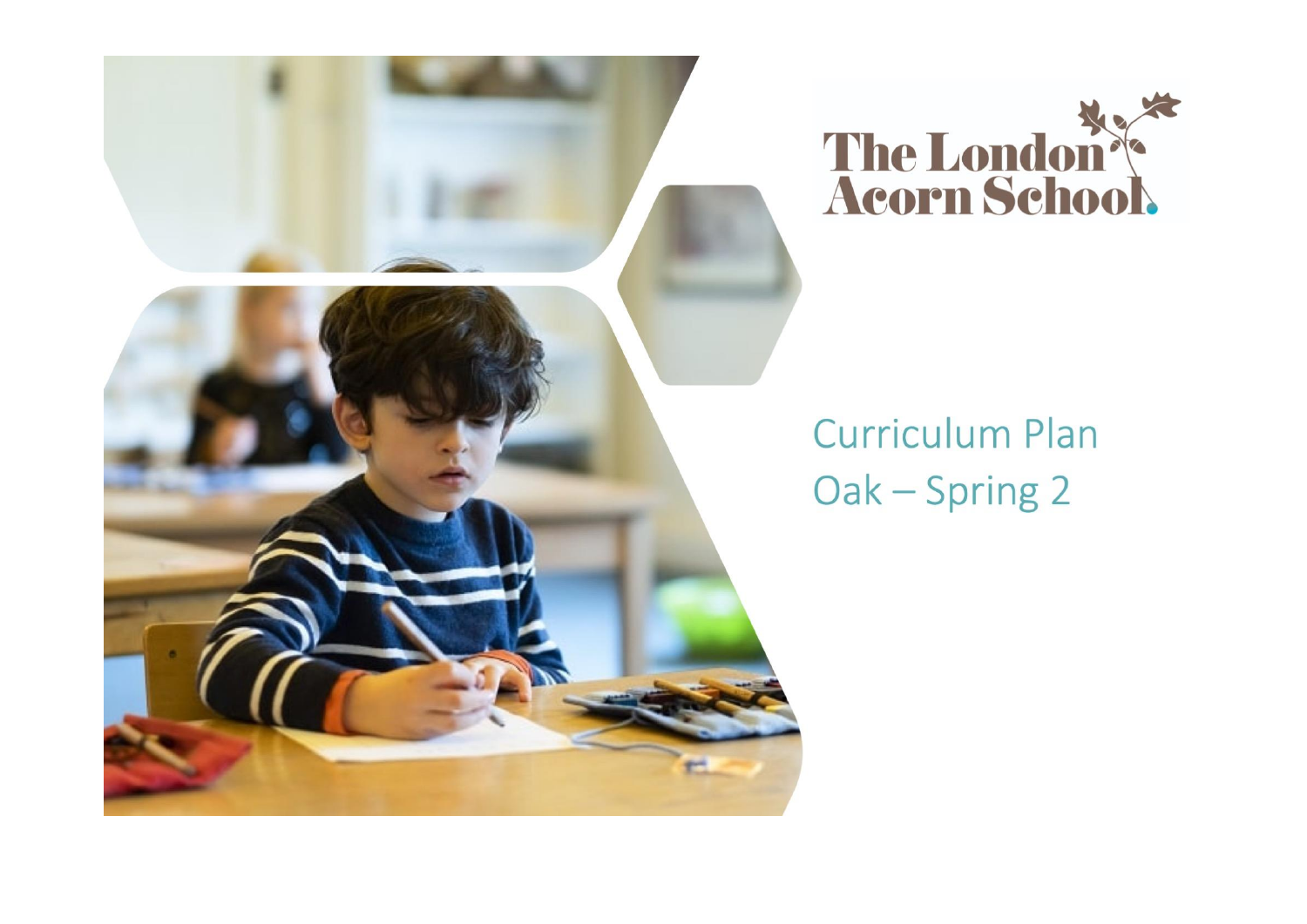The London Acorn School

# Curriculum Plan

## Oak – Spring 2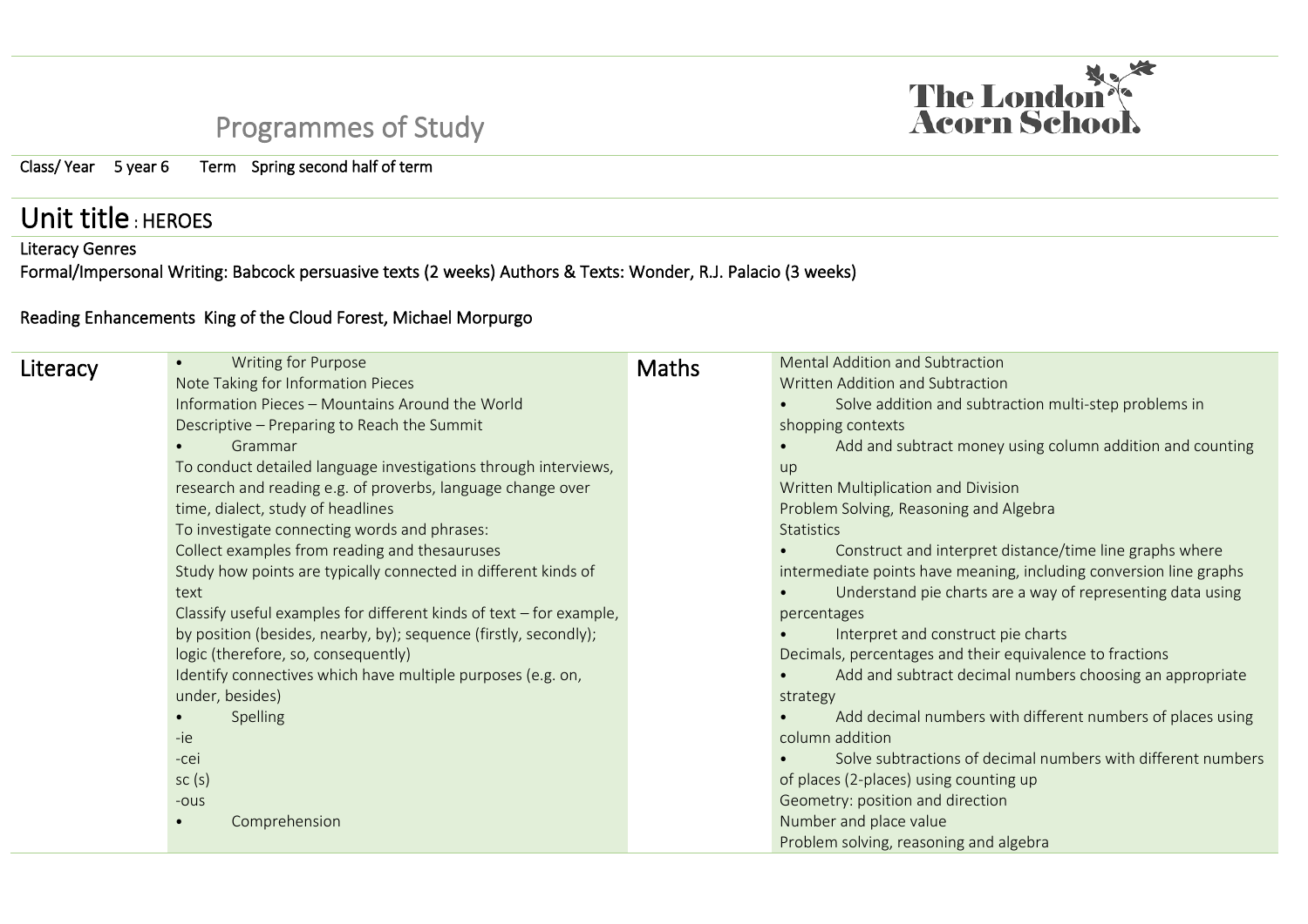# Programmes of Study

Class/ Year 5 year 6 Term Spring second half of term

## Unit title : HEROES

Literacy Genres

Formal/Impersonal Writing: Babcock persuasive texts (2 weeks) Authors & Texts: Wonder, R.J. Palacio (3 weeks)

Reading Enhancements King of the Cloud Forest, Michael Morpurgo

| Literacy | | Maths | |
|---|---|---|---|
| | • Writing for Purpose<br>Note Taking for Information Pieces<br>Information Pieces – Mountains Around the World<br>Descriptive – Preparing to Reach the Summit<br>• Grammar<br>To conduct detailed language investigations through interviews, research and reading e.g. of proverbs, language change over time, dialect, study of headlines<br>To investigate connecting words and phrases:<br>Collect examples from reading and thesauruses<br>Study how points are typically connected in different kinds of text<br>Classify useful examples for different kinds of text – for example, by position (besides, nearby, by); sequence (firstly, secondly); logic (therefore, so, consequently)<br>Identify connectives which have multiple purposes (e.g. on, under, besides)<br>• Spelling<br>-ie<br>-cei<br>sc (s)<br>-ous<br>• Comprehension | | Mental Addition and Subtraction<br>Written Addition and Subtraction<br>• Solve addition and subtraction multi-step problems in shopping contexts<br>• Add and subtract money using column addition and counting up<br>Written Multiplication and Division<br>Problem Solving, Reasoning and Algebra<br>Statistics<br>• Construct and interpret distance/time line graphs where intermediate points have meaning, including conversion line graphs<br>• Understand pie charts are a way of representing data using percentages<br>• Interpret and construct pie charts<br>Decimals, percentages and their equivalence to fractions<br>• Add and subtract decimal numbers choosing an appropriate strategy<br>• Add decimal numbers with different numbers of places using column addition<br>• Solve subtractions of decimal numbers with different numbers of places (2-places) using counting up<br>Geometry: position and direction<br>Number and place value<br>Problem solving, reasoning and algebra |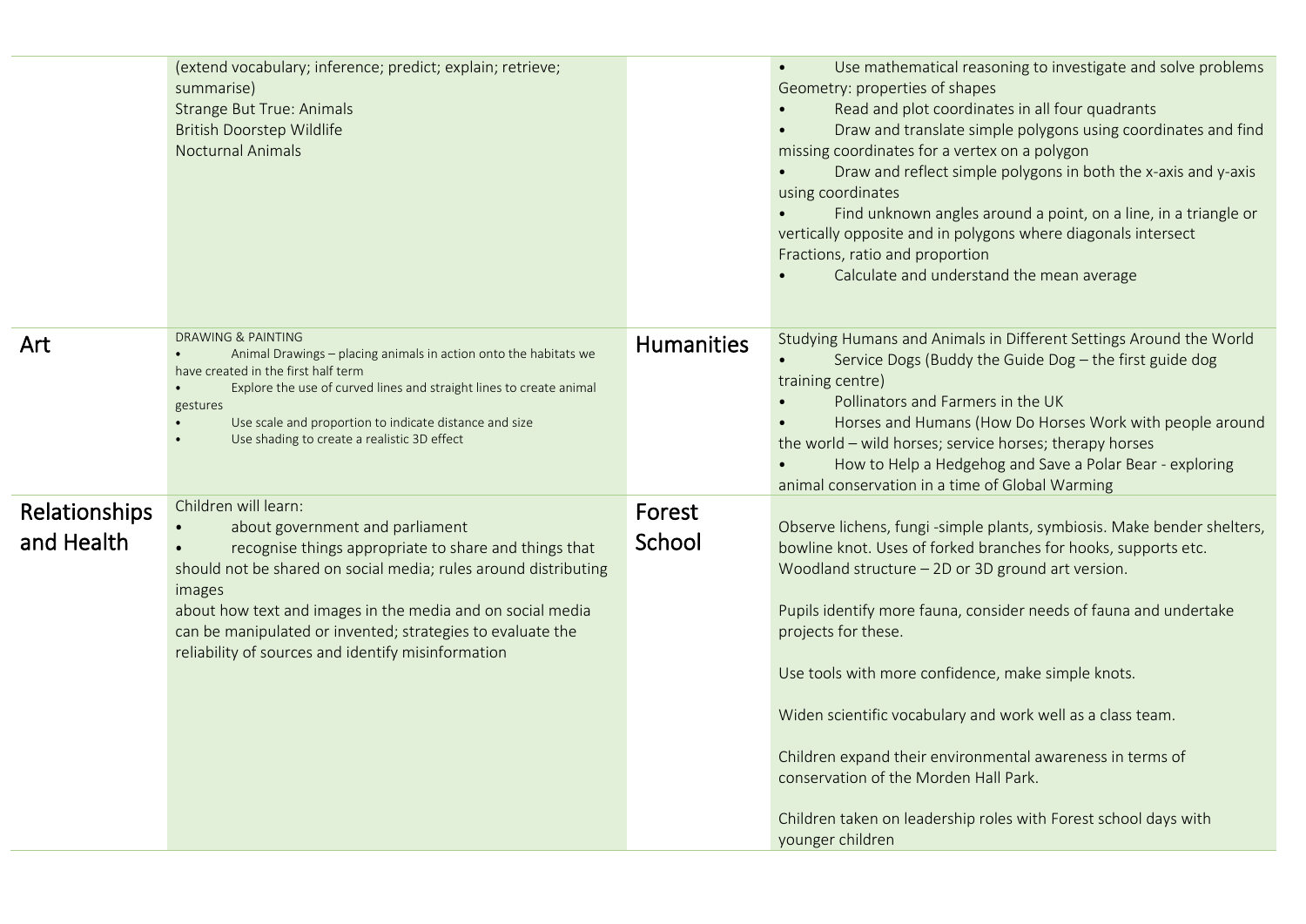| | | | |
|---|---|---|---|
| | (extend vocabulary; inference; predict; explain; retrieve; summarise)<br>Strange But True: Animals<br>British Doorstep Wildlife<br>Nocturnal Animals | | • Use mathematical reasoning to investigate and solve problems<br>Geometry: properties of shapes<br>• Read and plot coordinates in all four quadrants<br>• Draw and translate simple polygons using coordinates and find missing coordinates for a vertex on a polygon<br>• Draw and reflect simple polygons in both the x-axis and y-axis using coordinates<br>• Find unknown angles around a point, on a line, in a triangle or vertically opposite and in polygons where diagonals intersect<br>Fractions, ratio and proportion<br>• Calculate and understand the mean average |
| Art | DRAWING & PAINTING<br>• Animal Drawings – placing animals in action onto the habitats we have created in the first half term<br>• Explore the use of curved lines and straight lines to create animal gestures<br>• Use scale and proportion to indicate distance and size<br>• Use shading to create a realistic 3D effect | Humanities | Studying Humans and Animals in Different Settings Around the World<br>• Service Dogs (Buddy the Guide Dog – the first guide dog training centre)<br>• Pollinators and Farmers in the UK<br>• Horses and Humans (How Do Horses Work with people around the world – wild horses; service horses; therapy horses<br>• How to Help a Hedgehog and Save a Polar Bear - exploring animal conservation in a time of Global Warming |
| Relationships and Health | Children will learn:<br>• about government and parliament<br>• recognise things appropriate to share and things that should not be shared on social media; rules around distributing images<br>about how text and images in the media and on social media can be manipulated or invented; strategies to evaluate the reliability of sources and identify misinformation | Forest School | Observe lichens, fungi -simple plants, symbiosis. Make bender shelters, bowline knot. Uses of forked branches for hooks, supports etc. Woodland structure – 2D or 3D ground art version.<br><br>Pupils identify more fauna, consider needs of fauna and undertake projects for these.<br><br>Use tools with more confidence, make simple knots.<br><br>Widen scientific vocabulary and work well as a class team.<br><br>Children expand their environmental awareness in terms of conservation of the Morden Hall Park.<br><br>Children taken on leadership roles with Forest school days with younger children |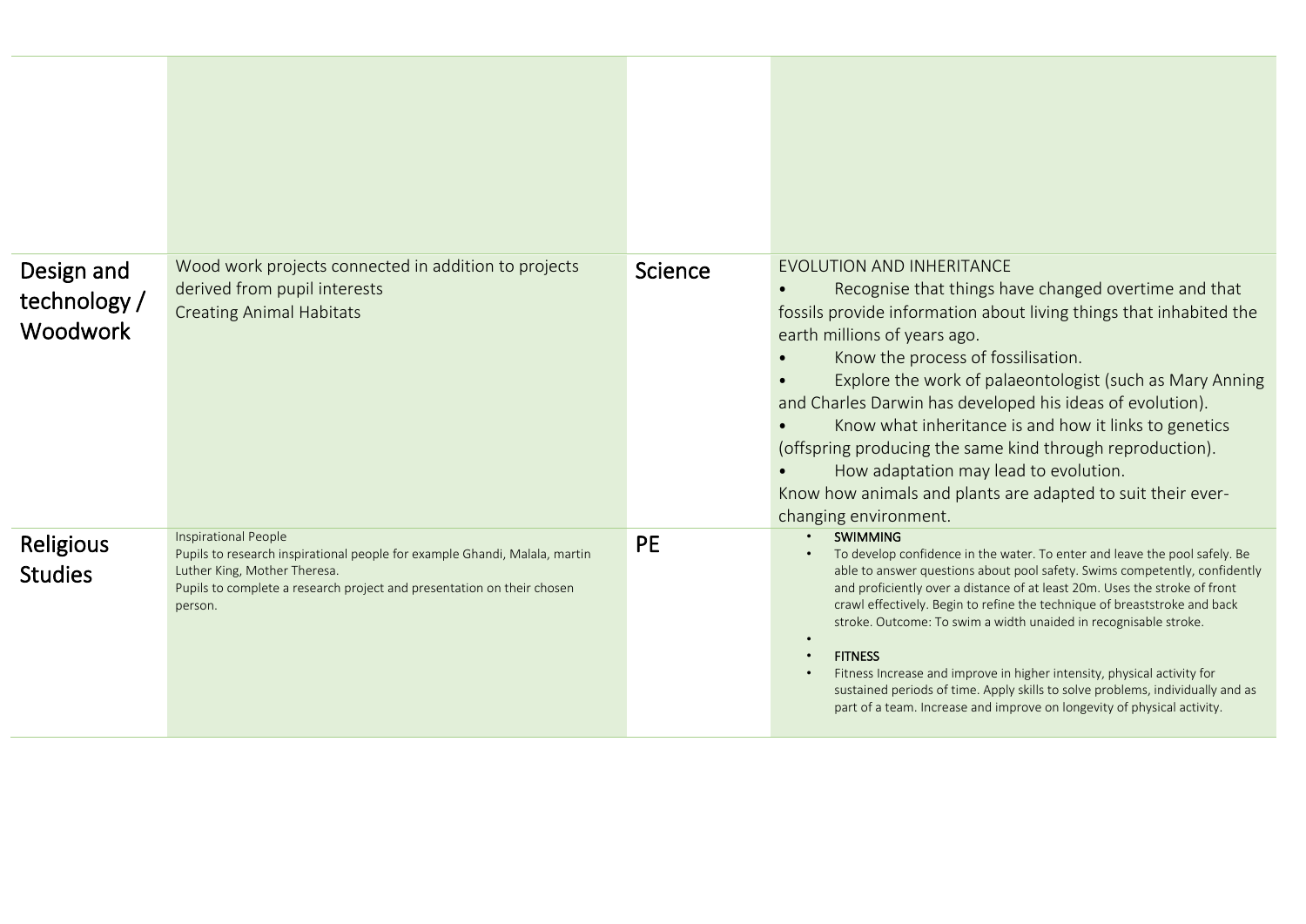| | | | |
|---|---|---|---|
| | | | |
| Design and technology / Woodwork | Wood work projects connected in addition to projects derived from pupil interests<br>Creating Animal Habitats | Science | EVOLUTION AND INHERITANCE<br>• Recognise that things have changed overtime and that fossils provide information about living things that inhabited the earth millions of years ago.<br>• Know the process of fossilisation.<br>• Explore the work of palaeontologist (such as Mary Anning and Charles Darwin has developed his ideas of evolution).<br>• Know what inheritance is and how it links to genetics (offspring producing the same kind through reproduction).<br>• How adaptation may lead to evolution.<br>Know how animals and plants are adapted to suit their ever-changing environment. |
| Religious Studies | Inspirational People<br>Pupils to research inspirational people for example Ghandi, Malala, martin Luther King, Mother Theresa.<br>Pupils to complete a research project and presentation on their chosen person. | PE | • SWIMMING<br>• To develop confidence in the water. To enter and leave the pool safely. Be able to answer questions about pool safety. Swims competently, confidently and proficiently over a distance of at least 20m. Uses the stroke of front crawl effectively. Begin to refine the technique of breaststroke and back stroke. Outcome: To swim a width unaided in recognisable stroke.<br>•<br>• FITNESS<br>• Fitness Increase and improve in higher intensity, physical activity for sustained periods of time. Apply skills to solve problems, individually and as part of a team. Increase and improve on longevity of physical activity. |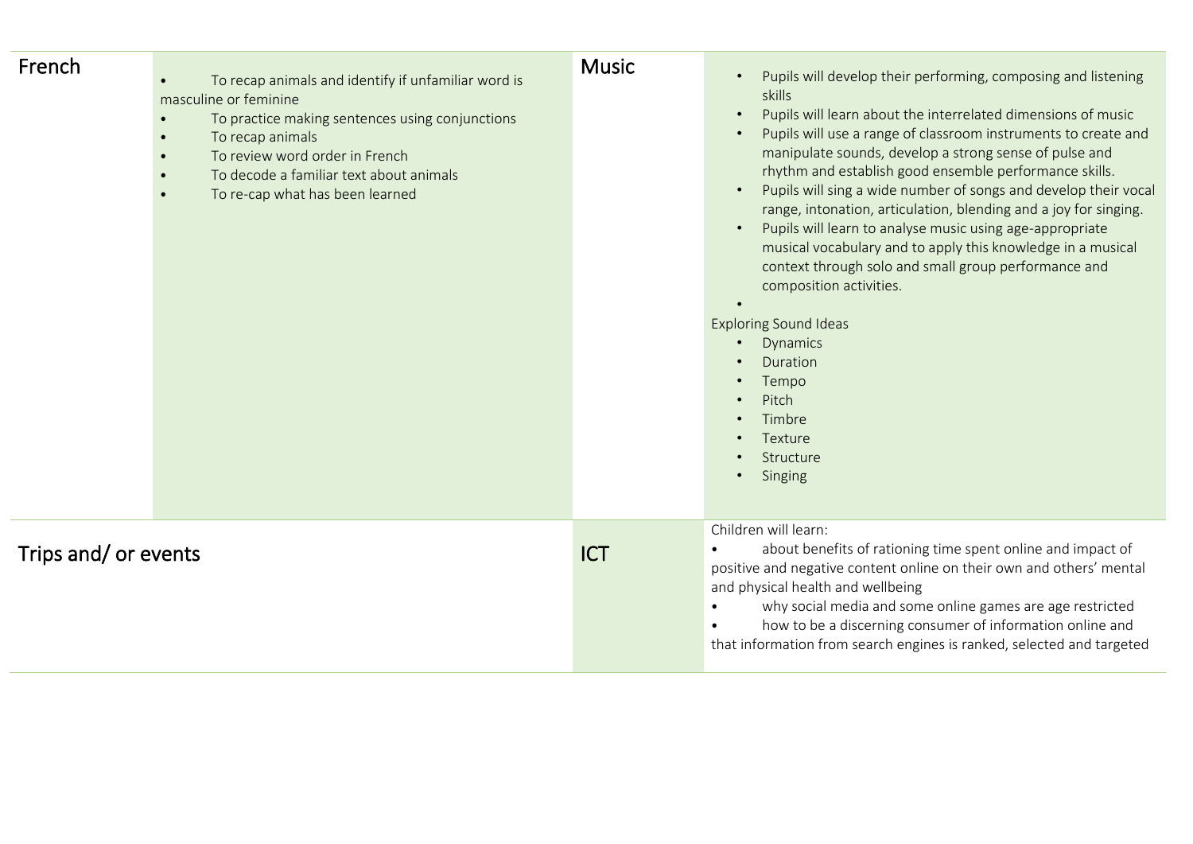| | | | |
|---|---|---|---|
| French | • To recap animals and identify if unfamiliar word is masculine or feminine<br>• To practice making sentences using conjunctions<br>• To recap animals<br>• To review word order in French<br>• To decode a familiar text about animals<br>• To re-cap what has been learned | Music | • Pupils will develop their performing, composing and listening skills<br>• Pupils will learn about the interrelated dimensions of music<br>• Pupils will use a range of classroom instruments to create and manipulate sounds, develop a strong sense of pulse and rhythm and establish good ensemble performance skills.<br>• Pupils will sing a wide number of songs and develop their vocal range, intonation, articulation, blending and a joy for singing.<br>• Pupils will learn to analyse music using age-appropriate musical vocabulary and to apply this knowledge in a musical context through solo and small group performance and composition activities.<br><br>Exploring Sound Ideas<br>• Dynamics<br>• Duration<br>• Tempo<br>• Pitch<br>• Timbre<br>• Texture<br>• Structure<br>• Singing |
| Trips and/ or events | | ICT | Children will learn:<br>• about benefits of rationing time spent online and impact of positive and negative content online on their own and others' mental and physical health and wellbeing<br>• why social media and some online games are age restricted<br>• how to be a discerning consumer of information online and that information from search engines is ranked, selected and targeted |